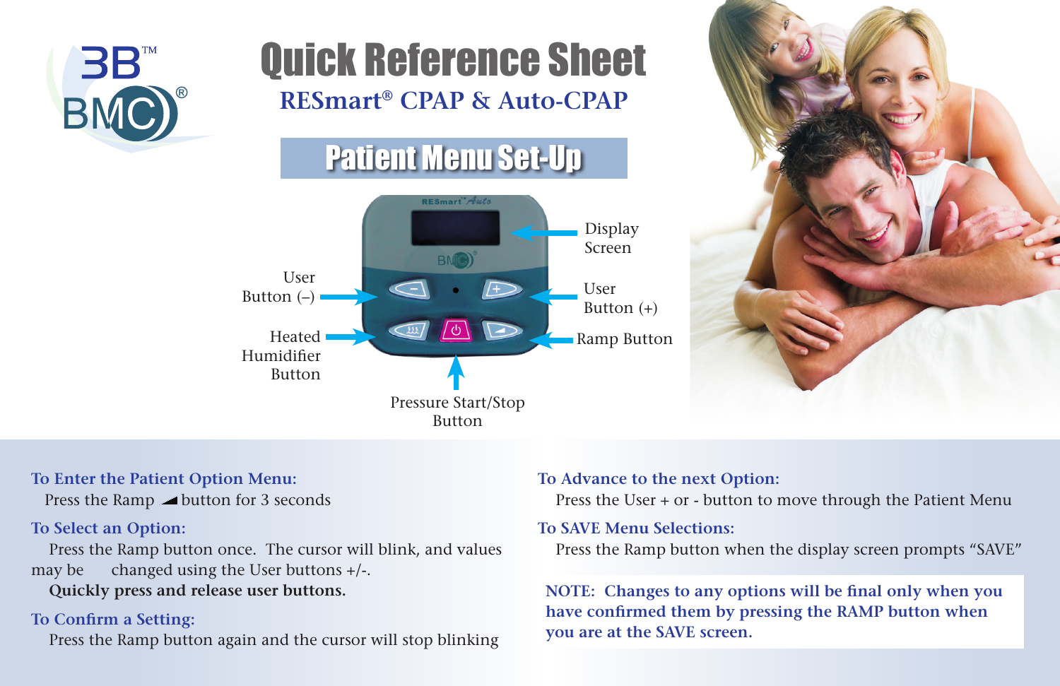3B™ BMC®

# Quick Reference Sheet

## RESmart® CPAP & Auto-CPAP

### Patient Menu Set-Up

Display Screen

User Button (–)

User Button (+)

Heated Humidifier Button

Ramp Button

Pressure Start/Stop Button

**To Enter the Patient Option Menu:**

Press the Ramp button for 3 seconds

**To Select an Option:**

Press the Ramp button once. The cursor will blink, and values may be changed using the User buttons +/-.

**Quickly press and release user buttons.**

**To Confirm a Setting:**

Press the Ramp button again and the cursor will stop blinking

**To Advance to the next Option:**

Press the User + or - button to move through the Patient Menu

**To SAVE Menu Selections:**

Press the Ramp button when the display screen prompts "SAVE"

**NOTE: Changes to any options will be final only when you have confirmed them by pressing the RAMP button when you are at the SAVE screen.**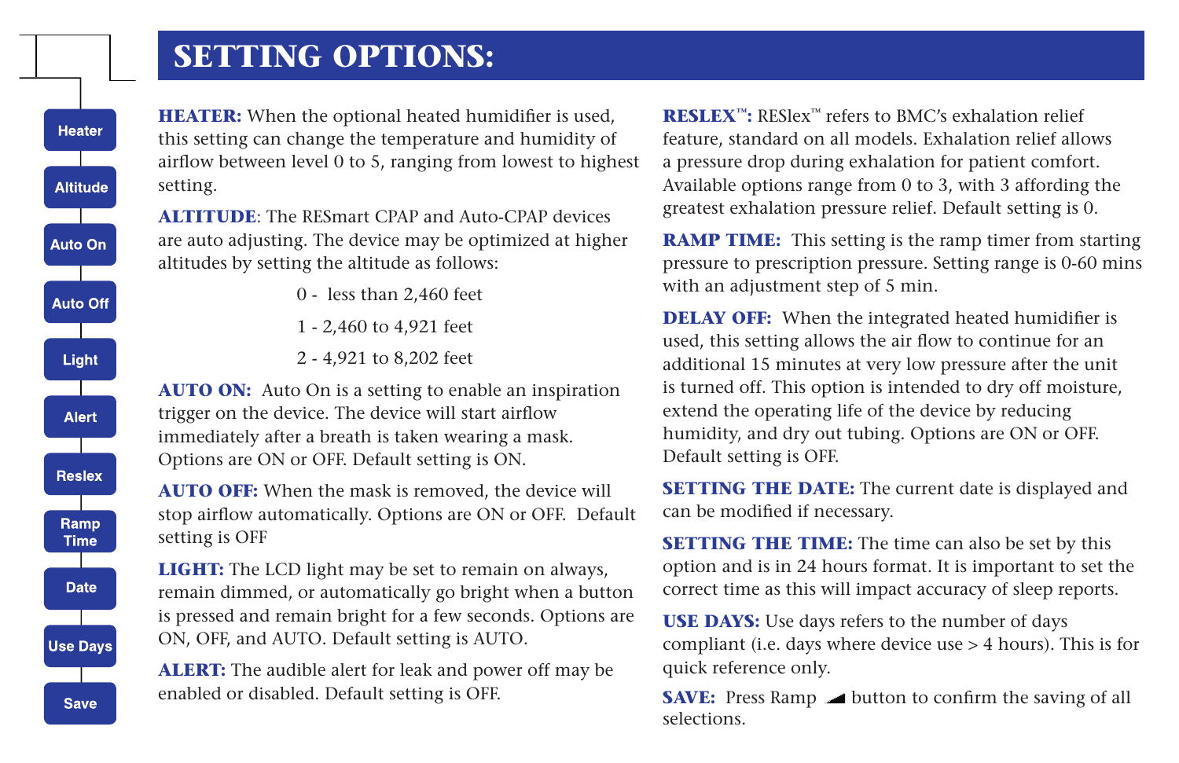# SETTING OPTIONS:

Heater

Altitude

Auto On

Auto Off

Light

Alert

Reslex

Ramp Time

Date

Use Days

Save

**HEATER:** When the optional heated humidifier is used, this setting can change the temperature and humidity of airflow between level 0 to 5, ranging from lowest to highest setting.

**ALTITUDE**: The RESmart CPAP and Auto-CPAP devices are auto adjusting. The device may be optimized at higher altitudes by setting the altitude as follows:

0 - less than 2,460 feet

1 - 2,460 to 4,921 feet

2 - 4,921 to 8,202 feet

**AUTO ON:** Auto On is a setting to enable an inspiration trigger on the device. The device will start airflow immediately after a breath is taken wearing a mask. Options are ON or OFF. Default setting is ON.

**AUTO OFF:** When the mask is removed, the device will stop airflow automatically. Options are ON or OFF. Default setting is OFF

**LIGHT:** The LCD light may be set to remain on always, remain dimmed, or automatically go bright when a button is pressed and remain bright for a few seconds. Options are ON, OFF, and AUTO. Default setting is AUTO.

**ALERT:** The audible alert for leak and power off may be enabled or disabled. Default setting is OFF.

**RESLEX™:** RESlex™ refers to BMC's exhalation relief feature, standard on all models. Exhalation relief allows a pressure drop during exhalation for patient comfort. Available options range from 0 to 3, with 3 affording the greatest exhalation pressure relief. Default setting is 0.

**RAMP TIME:** This setting is the ramp timer from starting pressure to prescription pressure. Setting range is 0-60 mins with an adjustment step of 5 min.

**DELAY OFF:** When the integrated heated humidifier is used, this setting allows the air flow to continue for an additional 15 minutes at very low pressure after the unit is turned off. This option is intended to dry off moisture, extend the operating life of the device by reducing humidity, and dry out tubing. Options are ON or OFF. Default setting is OFF.

**SETTING THE DATE:** The current date is displayed and can be modified if necessary.

**SETTING THE TIME:** The time can also be set by this option and is in 24 hours format. It is important to set the correct time as this will impact accuracy of sleep reports.

**USE DAYS:** Use days refers to the number of days compliant (i.e. days where device use > 4 hours). This is for quick reference only.

**SAVE:** Press Ramp button to confirm the saving of all selections.